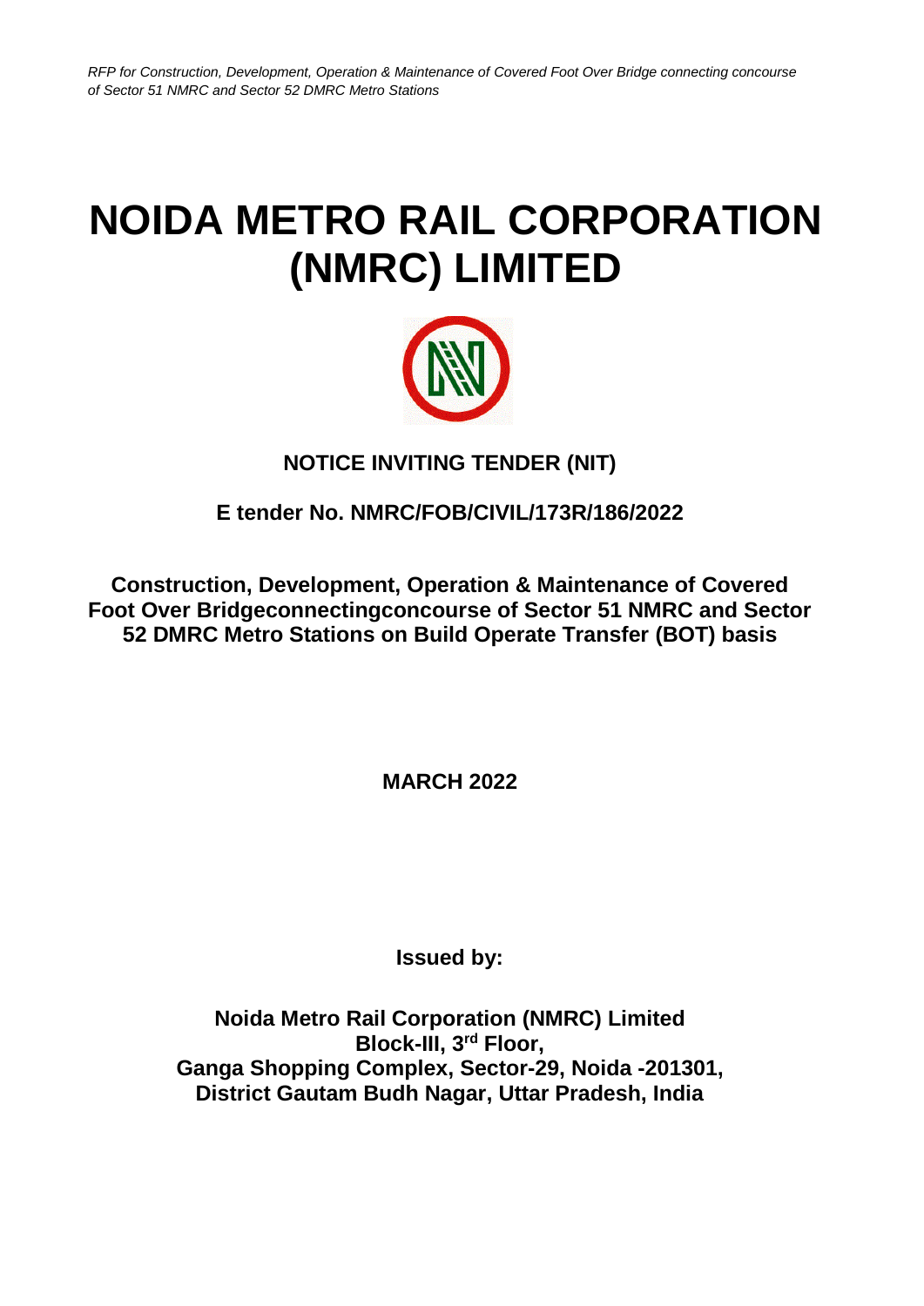# NOIDA METRO RAIL CORPORATION (NMRC) LIMITED

**NOTICE INVITING TENDER (NIT)**

**E tender No. NMRC/FOB/CIVIL/173R/186/2022**

**Construction, Development, Operation & Maintenance of Covered Foot Over Bridgeconnectingconcourse of Sector 51 NMRC and Sector 52 DMRC Metro Stations on Build Operate Transfer (BOT) basis**

**MARCH 2022**

**Issued by:**

**Noida Metro Rail Corporation (NMRC) Limited**
**Block-III, 3rd Floor,**
**Ganga Shopping Complex, Sector-29, Noida -201301,**
**District Gautam Budh Nagar, Uttar Pradesh, India**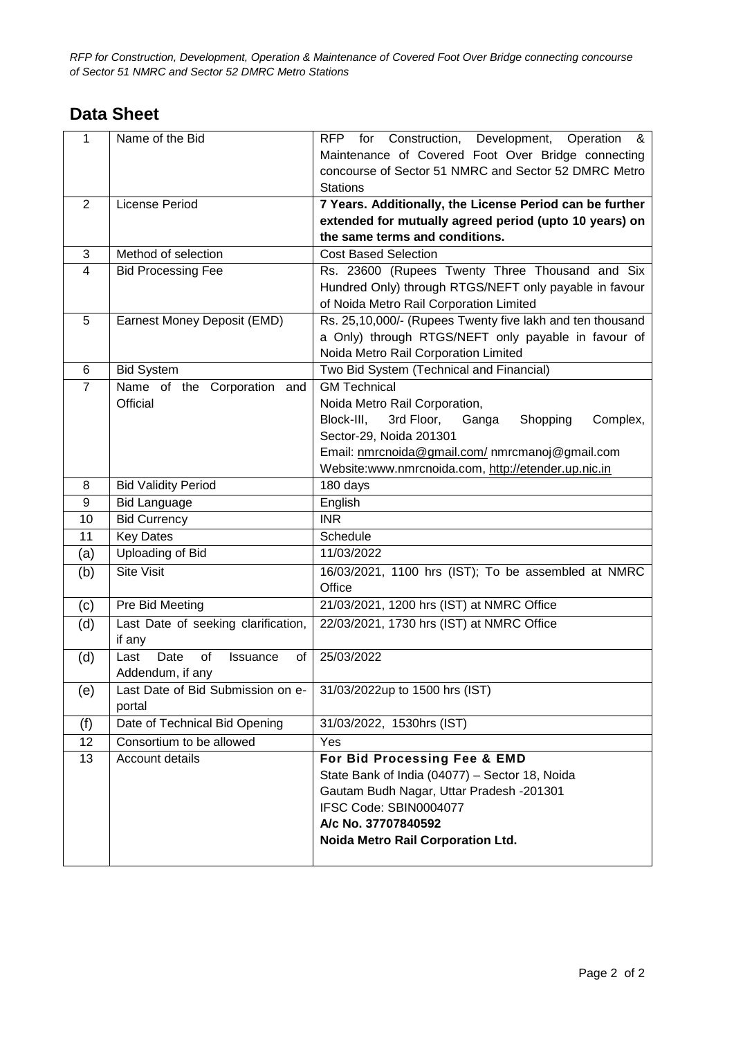## Data Sheet

| | | |
|---|---|---|
| 1 | Name of the Bid | RFP for Construction, Development, Operation & Maintenance of Covered Foot Over Bridge connecting concourse of Sector 51 NMRC and Sector 52 DMRC Metro Stations |
| 2 | License Period | **7 Years. Additionally, the License Period can be further extended for mutually agreed period (upto 10 years) on the same terms and conditions.** |
| 3 | Method of selection | Cost Based Selection |
| 4 | Bid Processing Fee | Rs. 23600 (Rupees Twenty Three Thousand and Six Hundred Only) through RTGS/NEFT only payable in favour of Noida Metro Rail Corporation Limited |
| 5 | Earnest Money Deposit (EMD) | Rs. 25,10,000/- (Rupees Twenty five lakh and ten thousand a Only) through RTGS/NEFT only payable in favour of Noida Metro Rail Corporation Limited |
| 6 | Bid System | Two Bid System (Technical and Financial) |
| 7 | Name of the Corporation and Official | GM Technical<br>Noida Metro Rail Corporation,<br>Block-III, 3rd Floor, Ganga Shopping Complex, Sector-29, Noida 201301<br>Email: nmrcnoida@gmail.com/ nmrcmanoj@gmail.com<br>Website:www.nmrcnoida.com, http://etender.up.nic.in |
| 8 | Bid Validity Period | 180 days |
| 9 | Bid Language | English |
| 10 | Bid Currency | INR |
| 11 | Key Dates | Schedule |
| (a) | Uploading of Bid | 11/03/2022 |
| (b) | Site Visit | 16/03/2021, 1100 hrs (IST); To be assembled at NMRC Office |
| (c) | Pre Bid Meeting | 21/03/2021, 1200 hrs (IST) at NMRC Office |
| (d) | Last Date of seeking clarification, if any | 22/03/2021, 1730 hrs (IST) at NMRC Office |
| (d) | Last Date of Issuance of Addendum, if any | 25/03/2022 |
| (e) | Last Date of Bid Submission on e-portal | 31/03/2022up to 1500 hrs (IST) |
| (f) | Date of Technical Bid Opening | 31/03/2022, 1530hrs (IST) |
| 12 | Consortium to be allowed | Yes |
| 13 | Account details | **For Bid Processing Fee & EMD**<br>State Bank of India (04077) – Sector 18, Noida<br>Gautam Budh Nagar, Uttar Pradesh -201301<br>IFSC Code: SBIN0004077<br>**A/c No. 37707840592**<br>**Noida Metro Rail Corporation Ltd.** |